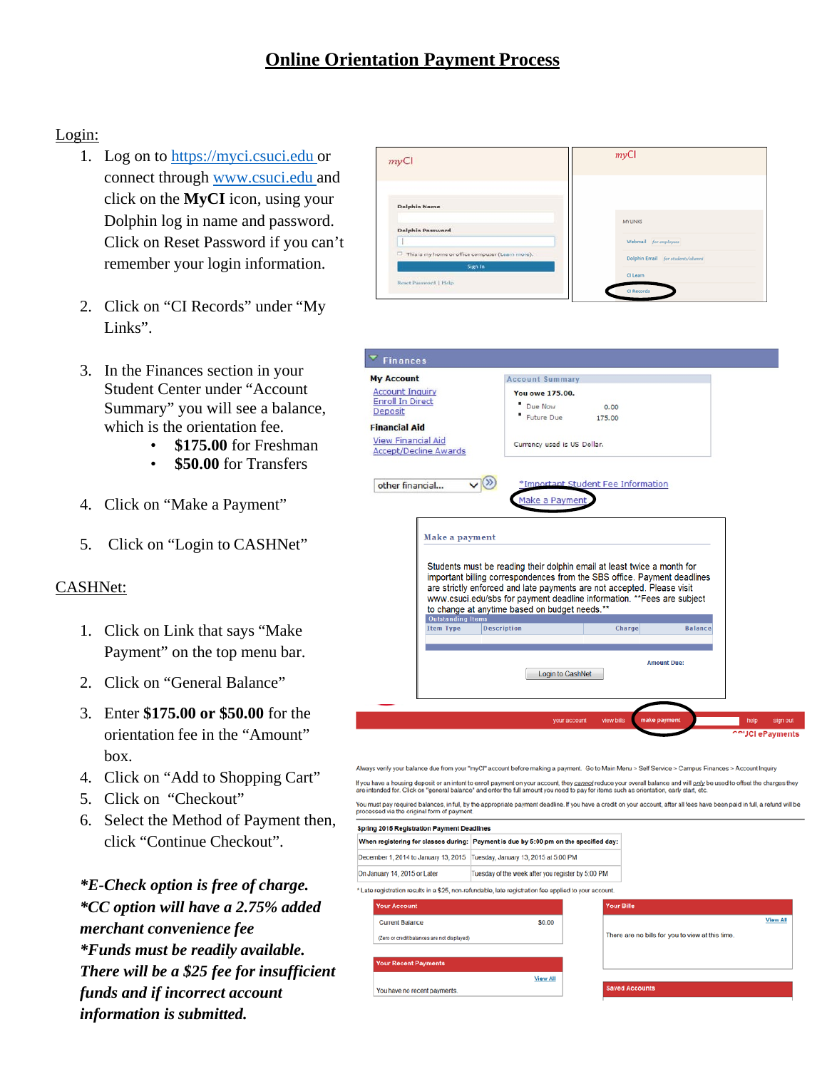# Online Orientation Payment Process

## Login:

1. Log on to https://myci.csuci.edu or connect through www.csuci.edu and click on the **MyCI** icon, using your Dolphin log in name and password. Click on Reset Password if you can't remember your login information.

2. Click on "CI Records" under "My Links".

3. In the Finances section in your Student Center under "Account Summary" you will see a balance, which is the orientation fee.
   - **$175.00** for Freshman
   - **$50.00** for Transfers

4. Click on "Make a Payment"

5. Click on "Login to CASHNet"

## CASHNet:

1. Click on Link that says "Make Payment" on the top menu bar.
2. Click on "General Balance"
3. Enter **$175.00 or $50.00** for the orientation fee in the "Amount" box.
4. Click on "Add to Shopping Cart"
5. Click on "Checkout"
6. Select the Method of Payment then, click "Continue Checkout".

***E-Check option is free of charge.***
***\*CC option will have a 2.75% added merchant convenience fee***
***\*Funds must be readily available. There will be a $25 fee for insufficient funds and if incorrect account information is submitted.***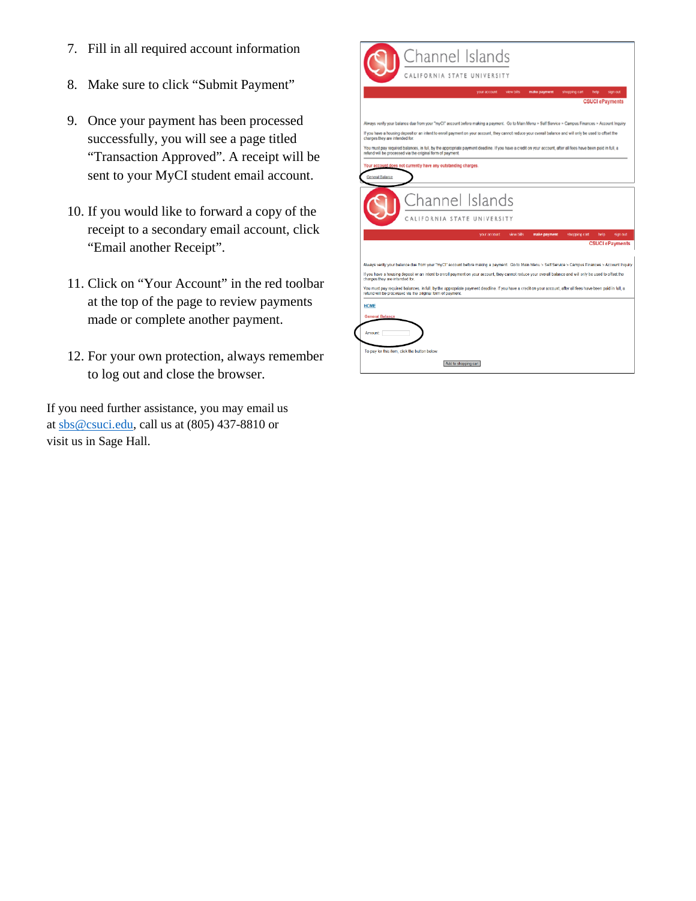7. Fill in all required account information

8. Make sure to click "Submit Payment"

9. Once your payment has been processed successfully, you will see a page titled "Transaction Approved". A receipt will be sent to your MyCI student email account.

10. If you would like to forward a copy of the receipt to a secondary email account, click "Email another Receipt".

11. Click on "Your Account" in the red toolbar at the top of the page to review payments made or complete another payment.

12. For your own protection, always remember to log out and close the browser.

If you need further assistance, you may email us at sbs@csuci.edu, call us at (805) 437-8810 or visit us in Sage Hall.